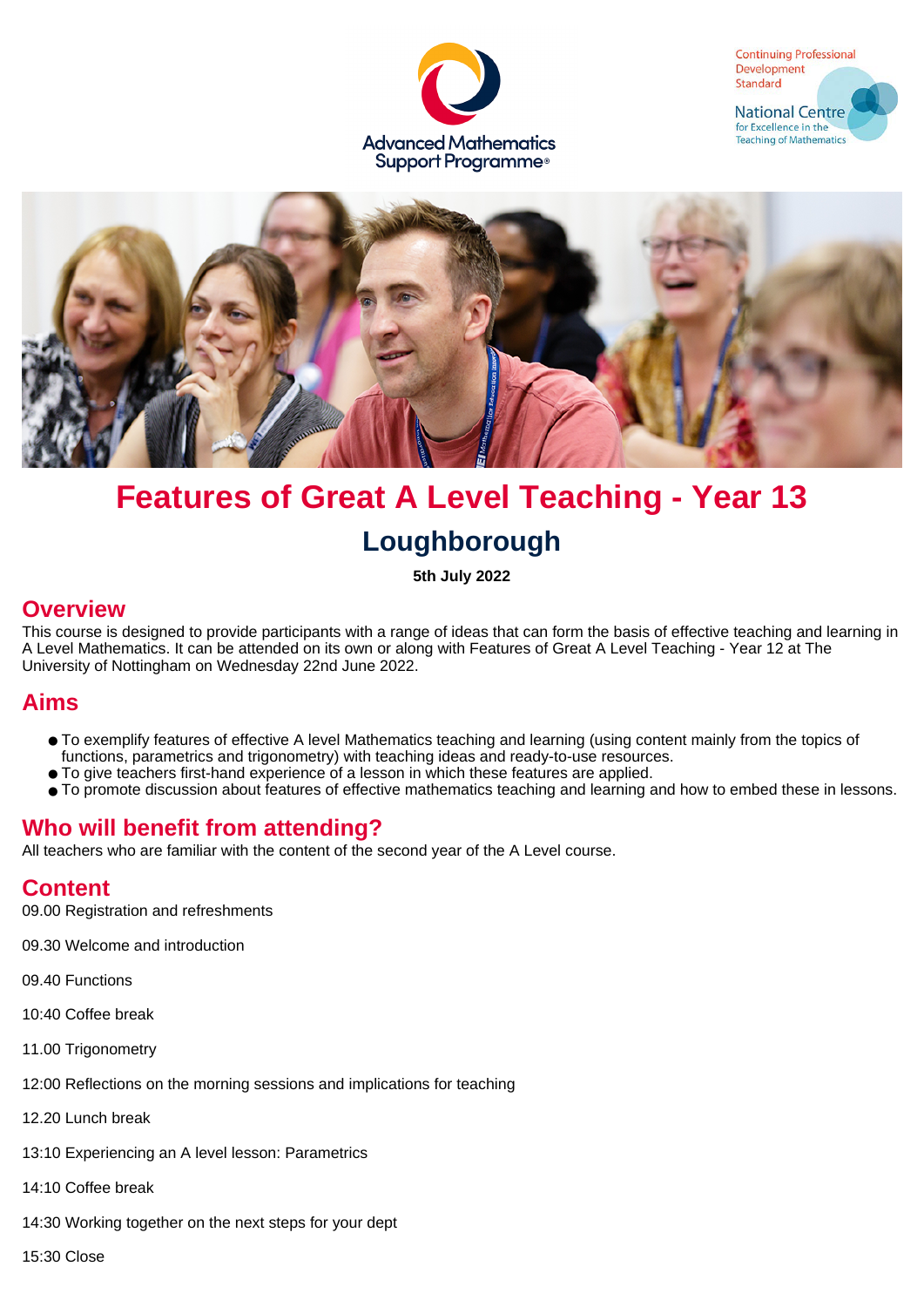Advanced Mathematics Support Programme®

Continuing Professional Development Standard

National Centre for Excellence in the Teaching of Mathematics

# Features of Great A Level Teaching - Year 13

## Loughborough

**5th July 2022**

## Overview

This course is designed to provide participants with a range of ideas that can form the basis of effective teaching and learning in A Level Mathematics. It can be attended on its own or along with Features of Great A Level Teaching - Year 12 at The University of Nottingham on Wednesday 22nd June 2022.

## Aims

- To exemplify features of effective A level Mathematics teaching and learning (using content mainly from the topics of functions, parametrics and trigonometry) with teaching ideas and ready-to-use resources.
- To give teachers first-hand experience of a lesson in which these features are applied.
- To promote discussion about features of effective mathematics teaching and learning and how to embed these in lessons.

## Who will benefit from attending?

All teachers who are familiar with the content of the second year of the A Level course.

## Content

09.00 Registration and refreshments

09.30 Welcome and introduction

09.40 Functions

10:40 Coffee break

11.00 Trigonometry

12:00 Reflections on the morning sessions and implications for teaching

12.20 Lunch break

13:10 Experiencing an A level lesson: Parametrics

14:10 Coffee break

14:30 Working together on the next steps for your dept

15:30 Close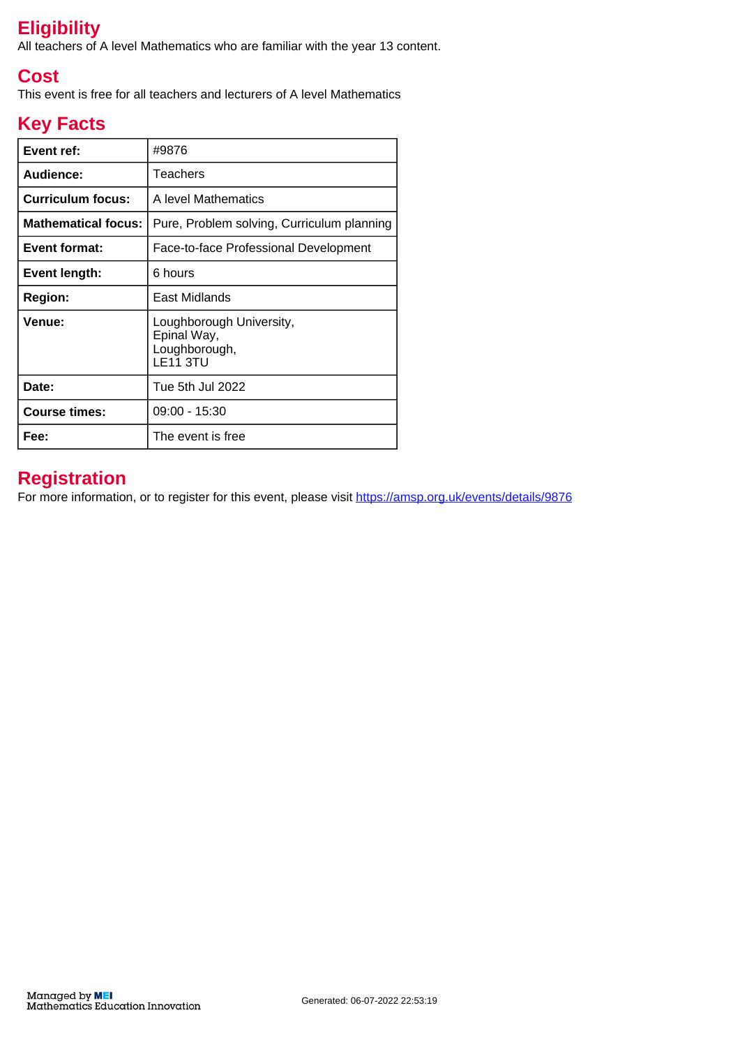## Eligibility

All teachers of A level Mathematics who are familiar with the year 13 content.

## Cost

This event is free for all teachers and lecturers of A level Mathematics

## Key Facts

| | |
|---|---|
| **Event ref:** | #9876 |
| **Audience:** | Teachers |
| **Curriculum focus:** | A level Mathematics |
| **Mathematical focus:** | Pure, Problem solving, Curriculum planning |
| **Event format:** | Face-to-face Professional Development |
| **Event length:** | 6 hours |
| **Region:** | East Midlands |
| **Venue:** | Loughborough University, Epinal Way, Loughborough, LE11 3TU |
| **Date:** | Tue 5th Jul 2022 |
| **Course times:** | 09:00 - 15:30 |
| **Fee:** | The event is free |

## Registration

For more information, or to register for this event, please visit https://amsp.org.uk/events/details/9876

Managed by MEI Mathematics Education Innovation

Generated: 06-07-2022 22:53:19